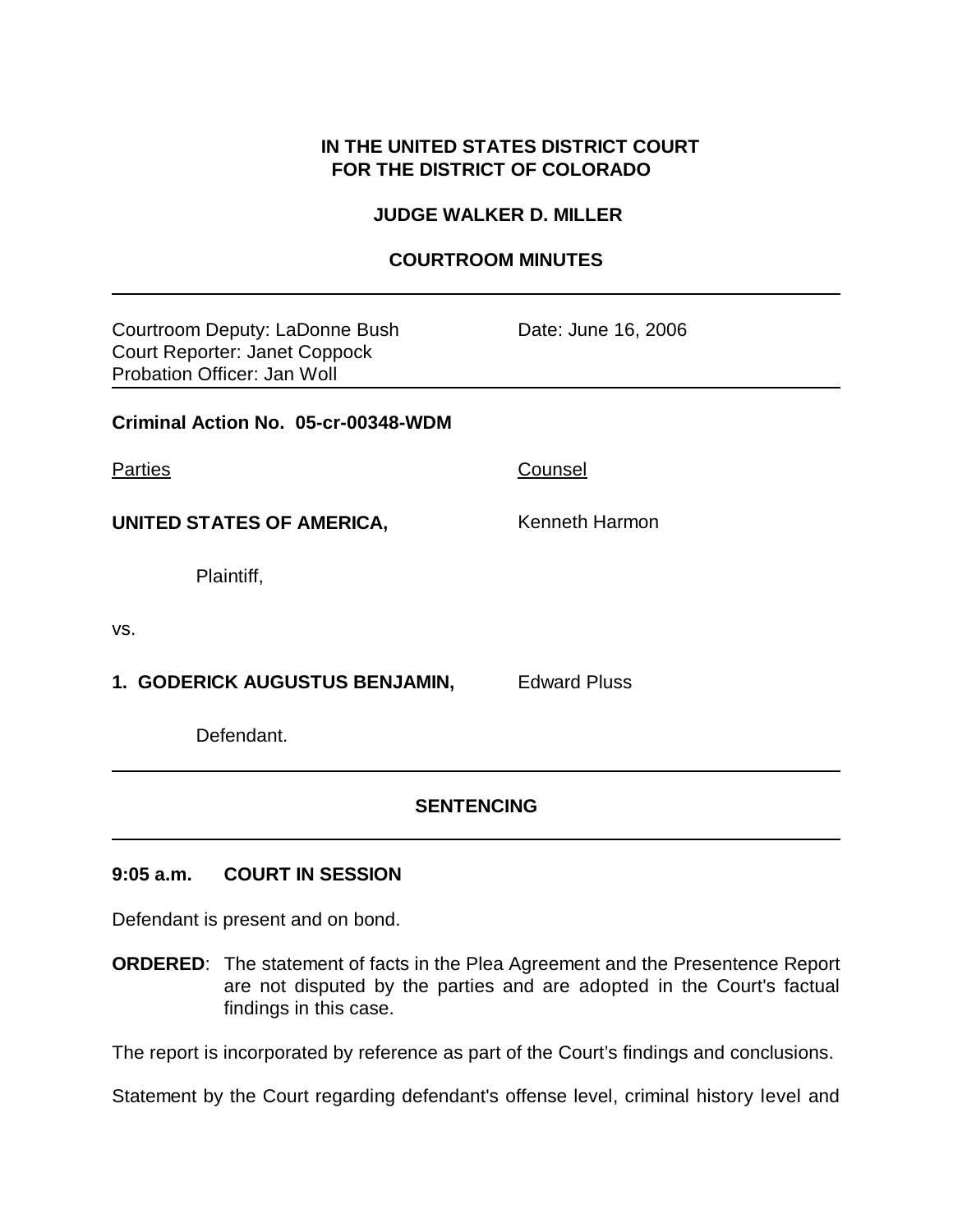**IN THE UNITED STATES DISTRICT COURT**
**FOR THE DISTRICT OF COLORADO**

**JUDGE WALKER D. MILLER**

**COURTROOM MINUTES**

---

Courtroom Deputy: LaDonne Bush
Court Reporter: Janet Coppock
Probation Officer: Jan Woll

Date: June 16, 2006

---

**Criminal Action No. 05-cr-00348-WDM**

| Parties | Counsel |
|---|---|
| **UNITED STATES OF AMERICA,** | Kenneth Harmon |
| Plaintiff, | |
| vs. | |
| **1. GODERICK AUGUSTUS BENJAMIN,** | Edward Pluss |
| Defendant. | |

---

**SENTENCING**

---

**9:05 a.m. COURT IN SESSION**

Defendant is present and on bond.

**ORDERED**: The statement of facts in the Plea Agreement and the Presentence Report are not disputed by the parties and are adopted in the Court's factual findings in this case.

The report is incorporated by reference as part of the Court's findings and conclusions.

Statement by the Court regarding defendant's offense level, criminal history level and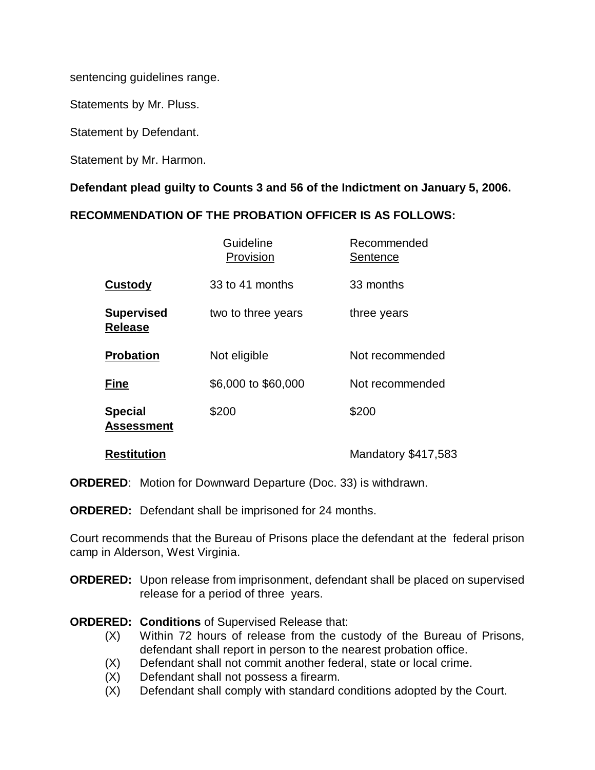sentencing guidelines range.

Statements by Mr. Pluss.

Statement by Defendant.

Statement by Mr. Harmon.

**Defendant plead guilty to Counts 3 and 56 of the Indictment on January 5, 2006.**

**RECOMMENDATION OF THE PROBATION OFFICER IS AS FOLLOWS:**

| | Guideline Provision | Recommended Sentence |
|---|---|---|
| **Custody** | 33 to 41 months | 33 months |
| **Supervised Release** | two to three years | three years |
| **Probation** | Not eligible | Not recommended |
| **Fine** | $6,000 to $60,000 | Not recommended |
| **Special Assessment** | $200 | $200 |
| **Restitution** | | Mandatory $417,583 |

**ORDERED**: Motion for Downward Departure (Doc. 33) is withdrawn.

**ORDERED:** Defendant shall be imprisoned for 24 months.

Court recommends that the Bureau of Prisons place the defendant at the federal prison camp in Alderson, West Virginia.

**ORDERED:** Upon release from imprisonment, defendant shall be placed on supervised release for a period of three years.

**ORDERED:** **Conditions** of Supervised Release that:

- (X) Within 72 hours of release from the custody of the Bureau of Prisons, defendant shall report in person to the nearest probation office.
- (X) Defendant shall not commit another federal, state or local crime.
- (X) Defendant shall not possess a firearm.
- (X) Defendant shall comply with standard conditions adopted by the Court.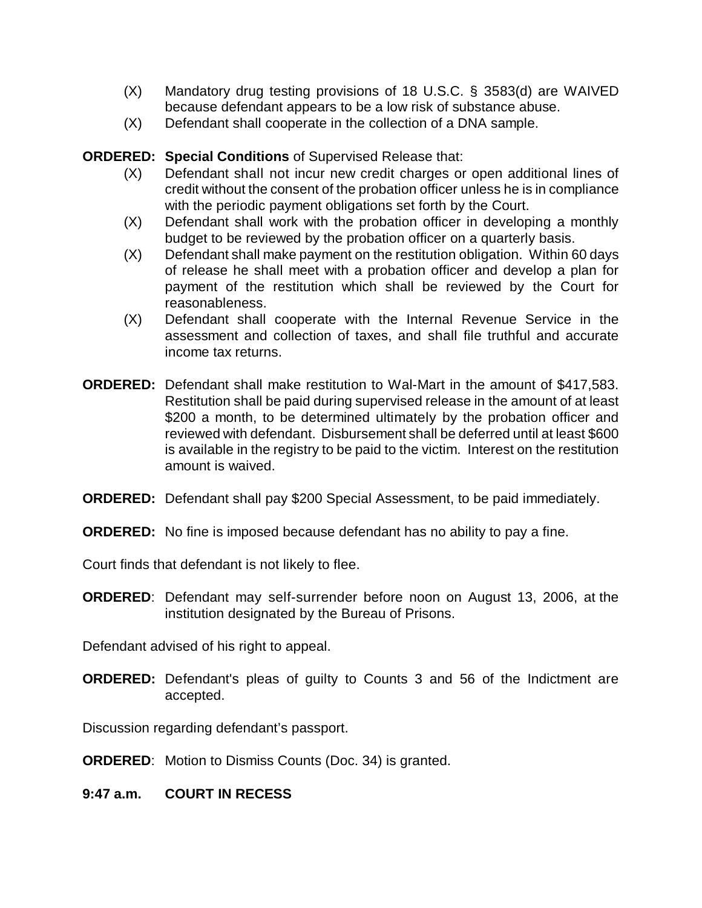- (X) Mandatory drug testing provisions of 18 U.S.C. § 3583(d) are WAIVED because defendant appears to be a low risk of substance abuse.
- (X) Defendant shall cooperate in the collection of a DNA sample.

**ORDERED: Special Conditions** of Supervised Release that:

- (X) Defendant shall not incur new credit charges or open additional lines of credit without the consent of the probation officer unless he is in compliance with the periodic payment obligations set forth by the Court.
- (X) Defendant shall work with the probation officer in developing a monthly budget to be reviewed by the probation officer on a quarterly basis.
- (X) Defendant shall make payment on the restitution obligation. Within 60 days of release he shall meet with a probation officer and develop a plan for payment of the restitution which shall be reviewed by the Court for reasonableness.
- (X) Defendant shall cooperate with the Internal Revenue Service in the assessment and collection of taxes, and shall file truthful and accurate income tax returns.

**ORDERED:** Defendant shall make restitution to Wal-Mart in the amount of $417,583. Restitution shall be paid during supervised release in the amount of at least $200 a month, to be determined ultimately by the probation officer and reviewed with defendant. Disbursement shall be deferred until at least $600 is available in the registry to be paid to the victim. Interest on the restitution amount is waived.

**ORDERED:** Defendant shall pay $200 Special Assessment, to be paid immediately.

**ORDERED:** No fine is imposed because defendant has no ability to pay a fine.

Court finds that defendant is not likely to flee.

**ORDERED**: Defendant may self-surrender before noon on August 13, 2006, at the institution designated by the Bureau of Prisons.

Defendant advised of his right to appeal.

**ORDERED:** Defendant's pleas of guilty to Counts 3 and 56 of the Indictment are accepted.

Discussion regarding defendant's passport.

**ORDERED**: Motion to Dismiss Counts (Doc. 34) is granted.

**9:47 a.m. COURT IN RECESS**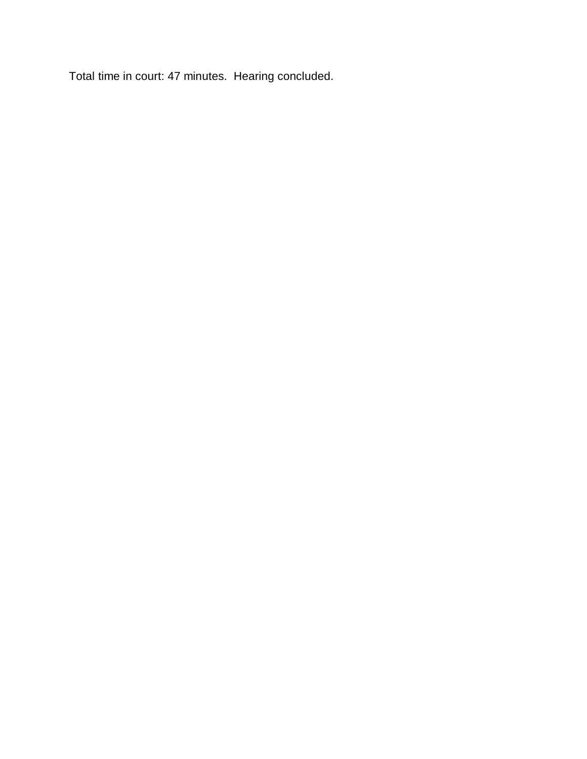Total time in court: 47 minutes. Hearing concluded.